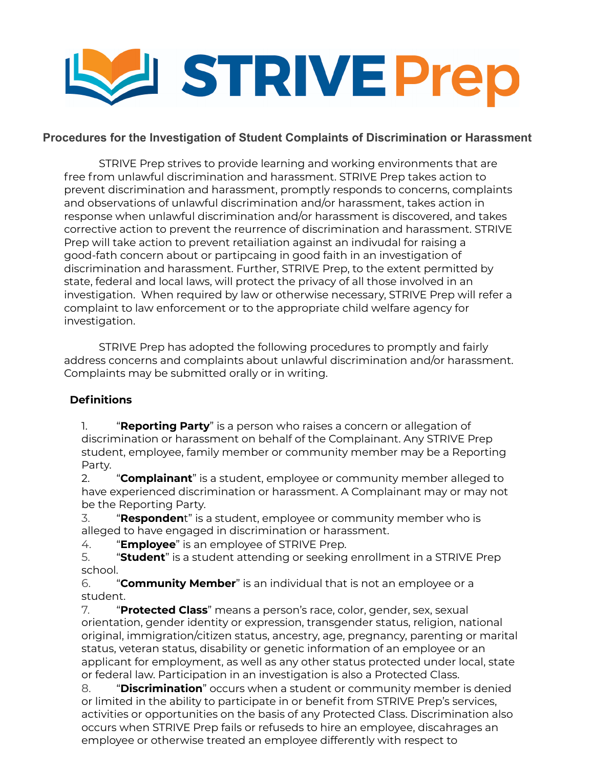# STRIVE Prep

## Procedures for the Investigation of Student Complaints of Discrimination or Harassment

STRIVE Prep strives to provide learning and working environments that are free from unlawful discrimination and harassment. STRIVE Prep takes action to prevent discrimination and harassment, promptly responds to concerns, complaints and observations of unlawful discrimination and/or harassment, takes action in response when unlawful discrimination and/or harassment is discovered, and takes corrective action to prevent the reurrence of discrimination and harassment. STRIVE Prep will take action to prevent retailiation against an indivudal for raising a good-fath concern about or partipcaing in good faith in an investigation of discrimination and harassment. Further, STRIVE Prep, to the extent permitted by state, federal and local laws, will protect the privacy of all those involved in an investigation. When required by law or otherwise necessary, STRIVE Prep will refer a complaint to law enforcement or to the appropriate child welfare agency for investigation.

STRIVE Prep has adopted the following procedures to promptly and fairly address concerns and complaints about unlawful discrimination and/or harassment. Complaints may be submitted orally or in writing.

### Definitions

1. "**Reporting Party**" is a person who raises a concern or allegation of discrimination or harassment on behalf of the Complainant. Any STRIVE Prep student, employee, family member or community member may be a Reporting Party.
2. "**Complainant**" is a student, employee or community member alleged to have experienced discrimination or harassment. A Complainant may or may not be the Reporting Party.
3. "**Respondent**" is a student, employee or community member who is alleged to have engaged in discrimination or harassment.
4. "**Employee**" is an employee of STRIVE Prep.
5. "**Student**" is a student attending or seeking enrollment in a STRIVE Prep school.
6. "**Community Member**" is an individual that is not an employee or a student.
7. "**Protected Class**" means a person's race, color, gender, sex, sexual orientation, gender identity or expression, transgender status, religion, national original, immigration/citizen status, ancestry, age, pregnancy, parenting or marital status, veteran status, disability or genetic information of an employee or an applicant for employment, as well as any other status protected under local, state or federal law. Participation in an investigation is also a Protected Class.
8. "**Discrimination**" occurs when a student or community member is denied or limited in the ability to participate in or benefit from STRIVE Prep's services, activities or opportunities on the basis of any Protected Class. Discrimination also occurs when STRIVE Prep fails or refuseds to hire an employee, discahrages an employee or otherwise treated an employee differently with respect to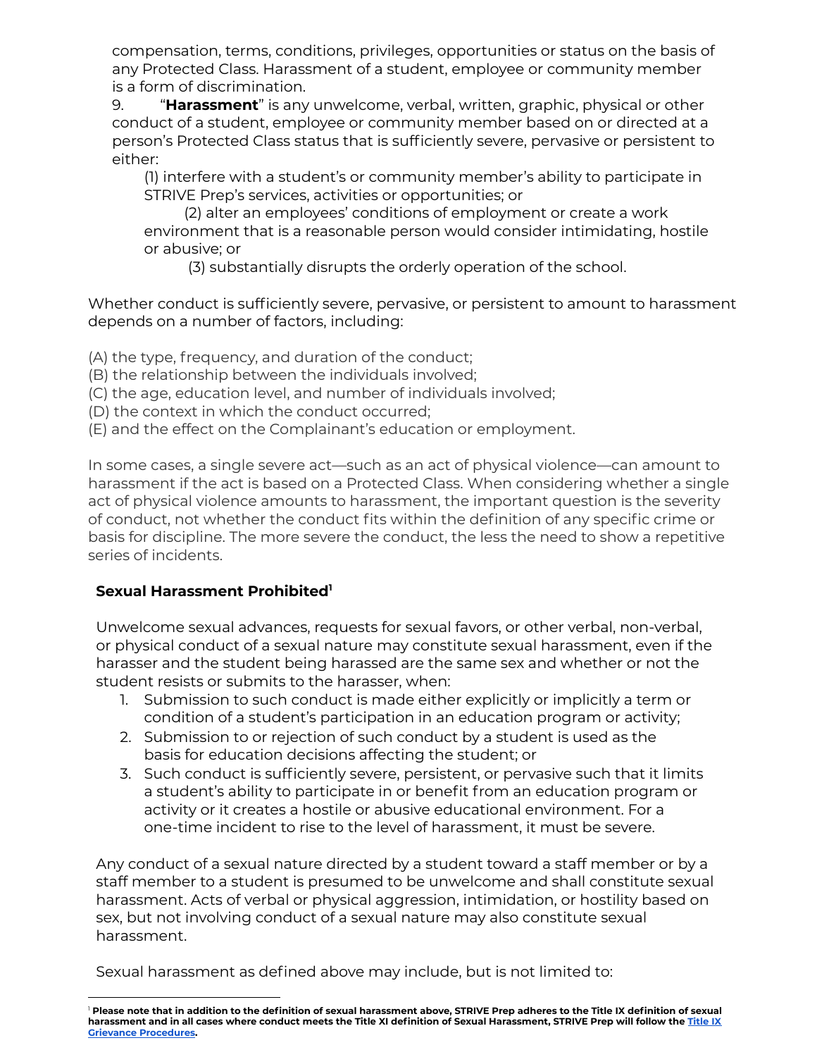compensation, terms, conditions, privileges, opportunities or status on the basis of any Protected Class. Harassment of a student, employee or community member is a form of discrimination.

9. "**Harassment**" is any unwelcome, verbal, written, graphic, physical or other conduct of a student, employee or community member based on or directed at a person's Protected Class status that is sufficiently severe, pervasive or persistent to either:

(1) interfere with a student's or community member's ability to participate in STRIVE Prep's services, activities or opportunities; or

(2) alter an employees' conditions of employment or create a work environment that is a reasonable person would consider intimidating, hostile or abusive; or

(3) substantially disrupts the orderly operation of the school.

Whether conduct is sufficiently severe, pervasive, or persistent to amount to harassment depends on a number of factors, including:

(A) the type, frequency, and duration of the conduct;
(B) the relationship between the individuals involved;
(C) the age, education level, and number of individuals involved;
(D) the context in which the conduct occurred;
(E) and the effect on the Complainant's education or employment.

In some cases, a single severe act—such as an act of physical violence—can amount to harassment if the act is based on a Protected Class. When considering whether a single act of physical violence amounts to harassment, the important question is the severity of conduct, not whether the conduct fits within the definition of any specific crime or basis for discipline. The more severe the conduct, the less the need to show a repetitive series of incidents.

### Sexual Harassment Prohibited[1]

Unwelcome sexual advances, requests for sexual favors, or other verbal, non-verbal, or physical conduct of a sexual nature may constitute sexual harassment, even if the harasser and the student being harassed are the same sex and whether or not the student resists or submits to the harasser, when:

1. Submission to such conduct is made either explicitly or implicitly a term or condition of a student's participation in an education program or activity;
2. Submission to or rejection of such conduct by a student is used as the basis for education decisions affecting the student; or
3. Such conduct is sufficiently severe, persistent, or pervasive such that it limits a student's ability to participate in or benefit from an education program or activity or it creates a hostile or abusive educational environment. For a one-time incident to rise to the level of harassment, it must be severe.

Any conduct of a sexual nature directed by a student toward a staff member or by a staff member to a student is presumed to be unwelcome and shall constitute sexual harassment. Acts of verbal or physical aggression, intimidation, or hostility based on sex, but not involving conduct of a sexual nature may also constitute sexual harassment.

Sexual harassment as defined above may include, but is not limited to:

---

[1] **Please note that in addition to the definition of sexual harassment above, STRIVE Prep adheres to the Title IX definition of sexual harassment and in all cases where conduct meets the Title XI definition of Sexual Harassment, STRIVE Prep will follow the [Title IX Grievance Procedures].**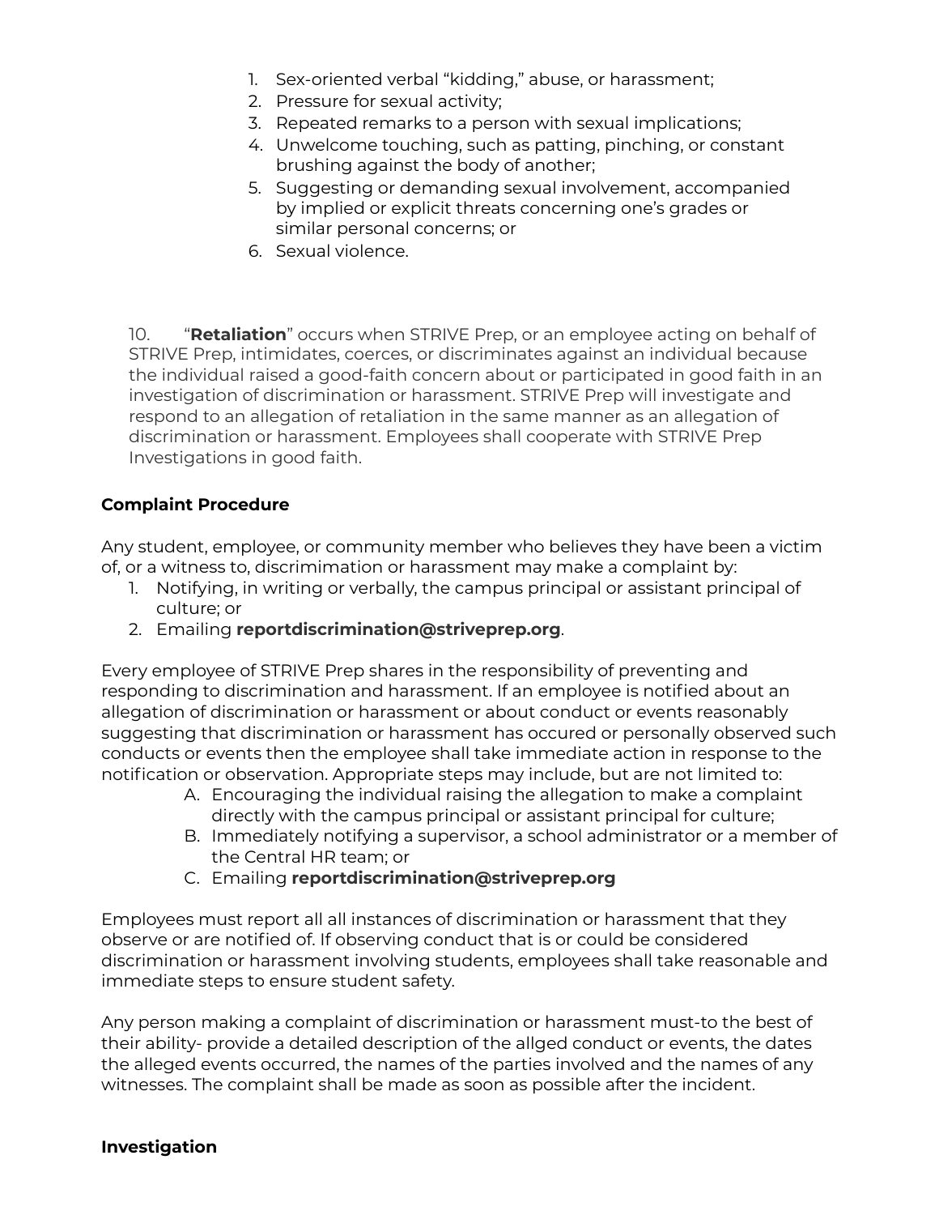1. Sex-oriented verbal “kidding,” abuse, or harassment;
2. Pressure for sexual activity;
3. Repeated remarks to a person with sexual implications;
4. Unwelcome touching, such as patting, pinching, or constant brushing against the body of another;
5. Suggesting or demanding sexual involvement, accompanied by implied or explicit threats concerning one’s grades or similar personal concerns; or
6. Sexual violence.

10. “**Retaliation**” occurs when STRIVE Prep, or an employee acting on behalf of STRIVE Prep, intimidates, coerces, or discriminates against an individual because the individual raised a good-faith concern about or participated in good faith in an investigation of discrimination or harassment. STRIVE Prep will investigate and respond to an allegation of retaliation in the same manner as an allegation of discrimination or harassment. Employees shall cooperate with STRIVE Prep Investigations in good faith.

**Complaint Procedure**

Any student, employee, or community member who believes they have been a victim of, or a witness to, discrimimation or harassment may make a complaint by:

1. Notifying, in writing or verbally, the campus principal or assistant principal of culture; or
2. Emailing **reportdiscrimination@striveprep.org**.

Every employee of STRIVE Prep shares in the responsibility of preventing and responding to discrimination and harassment. If an employee is notified about an allegation of discrimination or harassment or about conduct or events reasonably suggesting that discrimination or harassment has occured or personally observed such conducts or events then the employee shall take immediate action in response to the notification or observation. Appropriate steps may include, but are not limited to:

A. Encouraging the individual raising the allegation to make a complaint directly with the campus principal or assistant principal for culture;
B. Immediately notifying a supervisor, a school administrator or a member of the Central HR team; or
C. Emailing **reportdiscrimination@striveprep.org**

Employees must report all all instances of discrimination or harassment that they observe or are notified of. If observing conduct that is or could be considered discrimination or harassment involving students, employees shall take reasonable and immediate steps to ensure student safety.

Any person making a complaint of discrimination or harassment must-to the best of their ability- provide a detailed description of the allged conduct or events, the dates the alleged events occurred, the names of the parties involved and the names of any witnesses. The complaint shall be made as soon as possible after the incident.

**Investigation**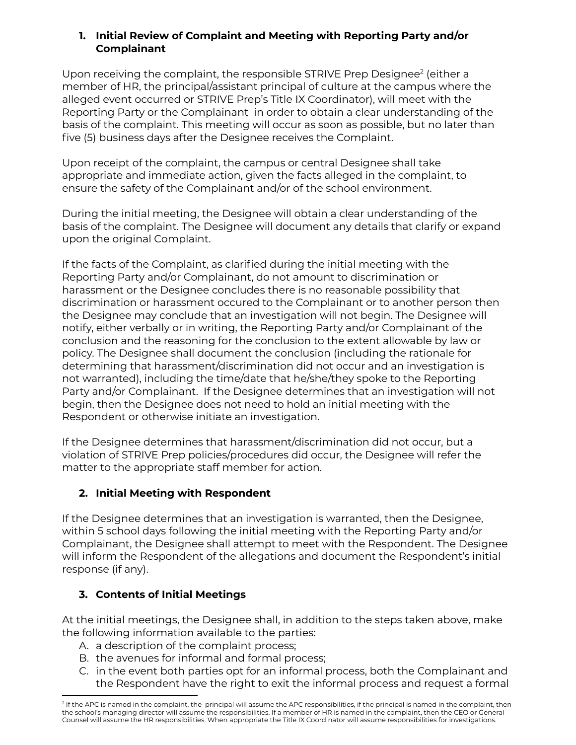1. **Initial Review of Complaint and Meeting with Reporting Party and/or Complainant**

Upon receiving the complaint, the responsible STRIVE Prep Designee[2] (either a member of HR, the principal/assistant principal of culture at the campus where the alleged event occurred or STRIVE Prep's Title IX Coordinator), will meet with the Reporting Party or the Complainant in order to obtain a clear understanding of the basis of the complaint. This meeting will occur as soon as possible, but no later than five (5) business days after the Designee receives the Complaint.

Upon receipt of the complaint, the campus or central Designee shall take appropriate and immediate action, given the facts alleged in the complaint, to ensure the safety of the Complainant and/or of the school environment.

During the initial meeting, the Designee will obtain a clear understanding of the basis of the complaint. The Designee will document any details that clarify or expand upon the original Complaint.

If the facts of the Complaint, as clarified during the initial meeting with the Reporting Party and/or Complainant, do not amount to discrimination or harassment or the Designee concludes there is no reasonable possibility that discrimination or harassment occured to the Complainant or to another person then the Designee may conclude that an investigation will not begin. The Designee will notify, either verbally or in writing, the Reporting Party and/or Complainant of the conclusion and the reasoning for the conclusion to the extent allowable by law or policy. The Designee shall document the conclusion (including the rationale for determining that harassment/discrimination did not occur and an investigation is not warranted), including the time/date that he/she/they spoke to the Reporting Party and/or Complainant. If the Designee determines that an investigation will not begin, then the Designee does not need to hold an initial meeting with the Respondent or otherwise initiate an investigation.

If the Designee determines that harassment/discrimination did not occur, but a violation of STRIVE Prep policies/procedures did occur, the Designee will refer the matter to the appropriate staff member for action.

2. **Initial Meeting with Respondent**

If the Designee determines that an investigation is warranted, then the Designee, within 5 school days following the initial meeting with the Reporting Party and/or Complainant, the Designee shall attempt to meet with the Respondent. The Designee will inform the Respondent of the allegations and document the Respondent's initial response (if any).

3. **Contents of Initial Meetings**

At the initial meetings, the Designee shall, in addition to the steps taken above, make the following information available to the parties:

A. a description of the complaint process;
B. the avenues for informal and formal process;
C. in the event both parties opt for an informal process, both the Complainant and the Respondent have the right to exit the informal process and request a formal

[2] If the APC is named in the complaint, the principal will assume the APC responsibilities, if the principal is named in the complaint, then the school's managing director will assume the responsibilities. If a member of HR is named in the complaint, then the CEO or General Counsel will assume the HR responsibilities. When appropriate the Title IX Coordinator will assume responsibilities for investigations.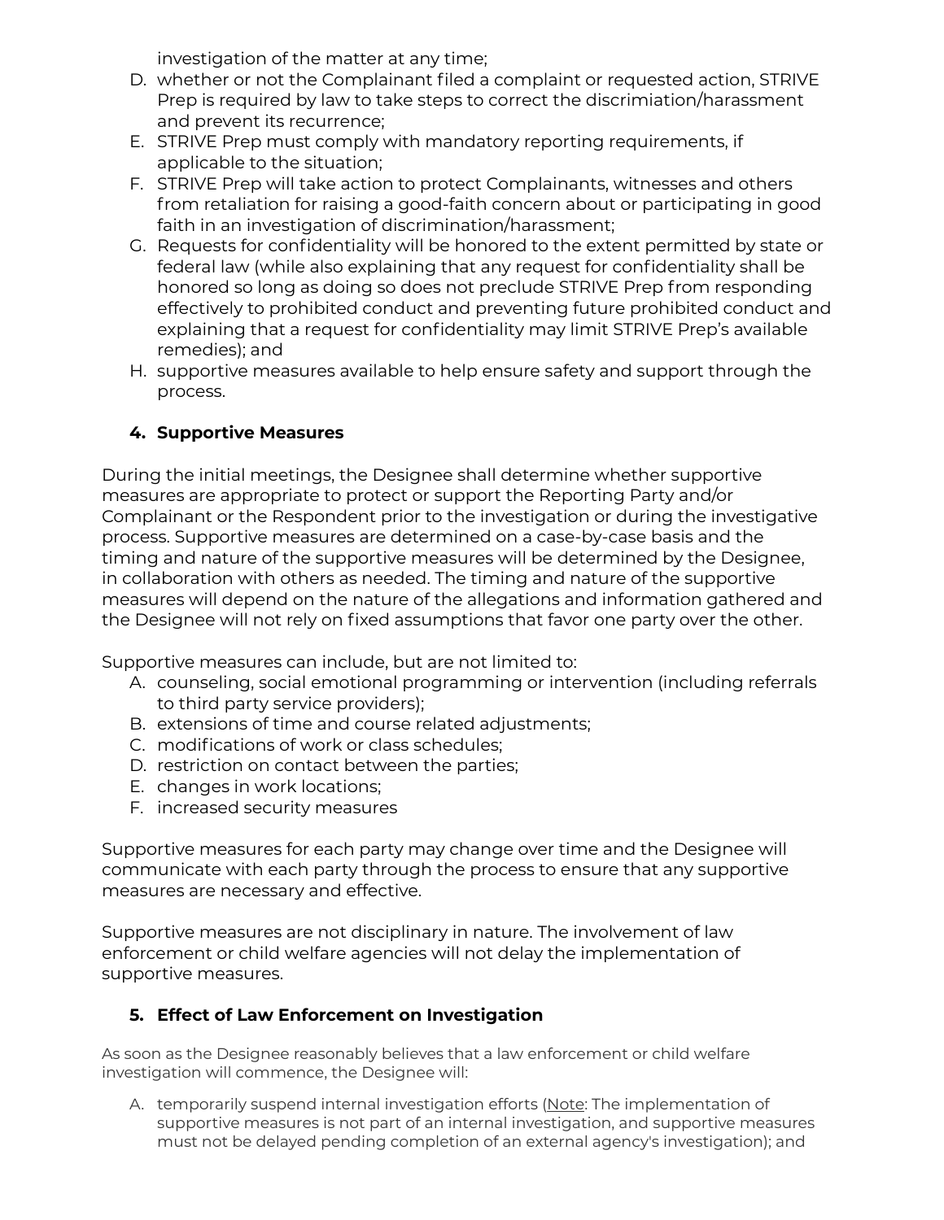investigation of the matter at any time;

D. whether or not the Complainant filed a complaint or requested action, STRIVE Prep is required by law to take steps to correct the discrimiation/harassment and prevent its recurrence;
E. STRIVE Prep must comply with mandatory reporting requirements, if applicable to the situation;
F. STRIVE Prep will take action to protect Complainants, witnesses and others from retaliation for raising a good-faith concern about or participating in good faith in an investigation of discrimination/harassment;
G. Requests for confidentiality will be honored to the extent permitted by state or federal law (while also explaining that any request for confidentiality shall be honored so long as doing so does not preclude STRIVE Prep from responding effectively to prohibited conduct and preventing future prohibited conduct and explaining that a request for confidentiality may limit STRIVE Prep's available remedies); and
H. supportive measures available to help ensure safety and support through the process.

### 4. Supportive Measures

During the initial meetings, the Designee shall determine whether supportive measures are appropriate to protect or support the Reporting Party and/or Complainant or the Respondent prior to the investigation or during the investigative process. Supportive measures are determined on a case-by-case basis and the timing and nature of the supportive measures will be determined by the Designee, in collaboration with others as needed. The timing and nature of the supportive measures will depend on the nature of the allegations and information gathered and the Designee will not rely on fixed assumptions that favor one party over the other.

Supportive measures can include, but are not limited to:

A. counseling, social emotional programming or intervention (including referrals to third party service providers);
B. extensions of time and course related adjustments;
C. modifications of work or class schedules;
D. restriction on contact between the parties;
E. changes in work locations;
F. increased security measures

Supportive measures for each party may change over time and the Designee will communicate with each party through the process to ensure that any supportive measures are necessary and effective.

Supportive measures are not disciplinary in nature. The involvement of law enforcement or child welfare agencies will not delay the implementation of supportive measures.

### 5. Effect of Law Enforcement on Investigation

As soon as the Designee reasonably believes that a law enforcement or child welfare investigation will commence, the Designee will:

A. temporarily suspend internal investigation efforts (Note: The implementation of supportive measures is not part of an internal investigation, and supportive measures must not be delayed pending completion of an external agency's investigation); and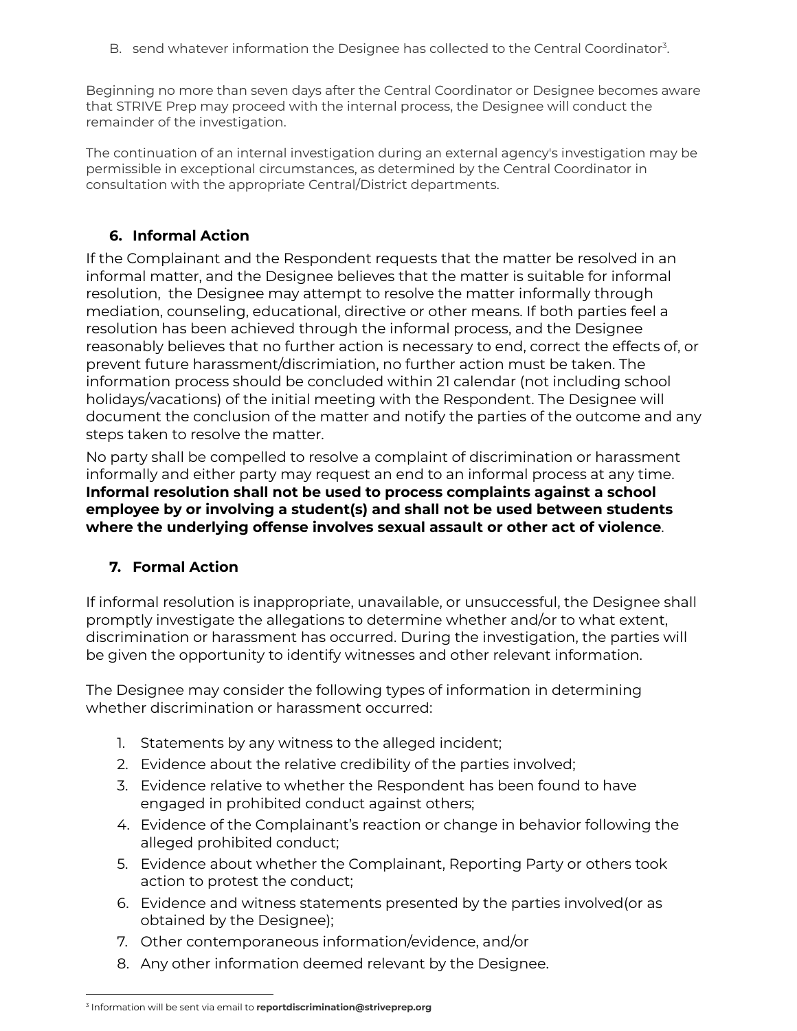B. send whatever information the Designee has collected to the Central Coordinator[3].

Beginning no more than seven days after the Central Coordinator or Designee becomes aware that STRIVE Prep may proceed with the internal process, the Designee will conduct the remainder of the investigation.

The continuation of an internal investigation during an external agency's investigation may be permissible in exceptional circumstances, as determined by the Central Coordinator in consultation with the appropriate Central/District departments.

### 6. Informal Action

If the Complainant and the Respondent requests that the matter be resolved in an informal matter, and the Designee believes that the matter is suitable for informal resolution, the Designee may attempt to resolve the matter informally through mediation, counseling, educational, directive or other means. If both parties feel a resolution has been achieved through the informal process, and the Designee reasonably believes that no further action is necessary to end, correct the effects of, or prevent future harassment/discrimiation, no further action must be taken. The information process should be concluded within 21 calendar (not including school holidays/vacations) of the initial meeting with the Respondent. The Designee will document the conclusion of the matter and notify the parties of the outcome and any steps taken to resolve the matter.

No party shall be compelled to resolve a complaint of discrimination or harassment informally and either party may request an end to an informal process at any time. **Informal resolution shall not be used to process complaints against a school employee by or involving a student(s) and shall not be used between students where the underlying offense involves sexual assault or other act of violence**.

### 7. Formal Action

If informal resolution is inappropriate, unavailable, or unsuccessful, the Designee shall promptly investigate the allegations to determine whether and/or to what extent, discrimination or harassment has occurred. During the investigation, the parties will be given the opportunity to identify witnesses and other relevant information.

The Designee may consider the following types of information in determining whether discrimination or harassment occurred:

1. Statements by any witness to the alleged incident;
2. Evidence about the relative credibility of the parties involved;
3. Evidence relative to whether the Respondent has been found to have engaged in prohibited conduct against others;
4. Evidence of the Complainant's reaction or change in behavior following the alleged prohibited conduct;
5. Evidence about whether the Complainant, Reporting Party or others took action to protest the conduct;
6. Evidence and witness statements presented by the parties involved(or as obtained by the Designee);
7. Other contemporaneous information/evidence, and/or
8. Any other information deemed relevant by the Designee.

[3] Information will be sent via email to **reportdiscrimination@striveprep.org**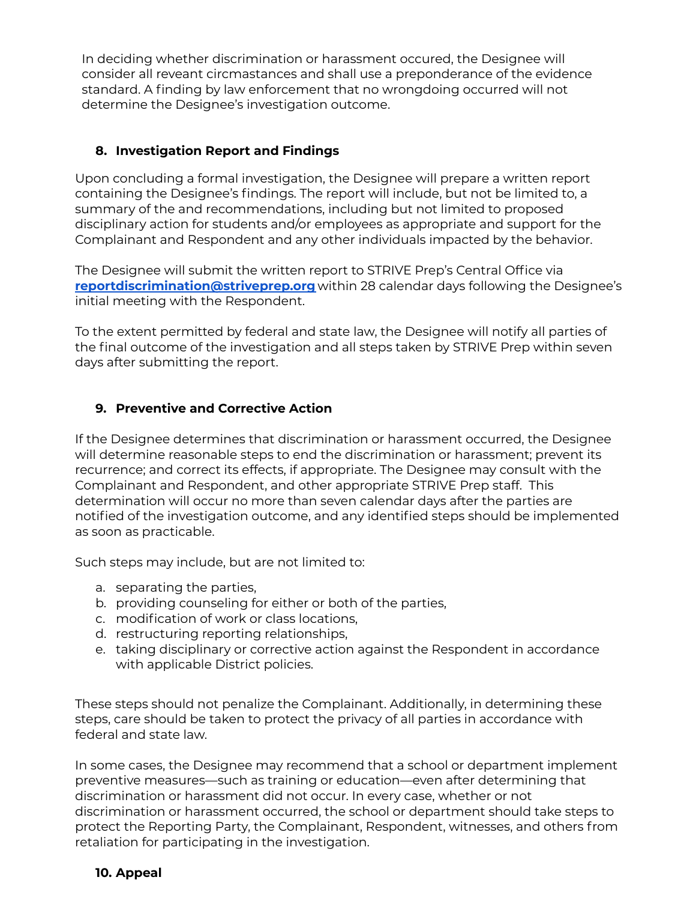In deciding whether discrimination or harassment occured, the Designee will consider all reveant circmastances and shall use a preponderance of the evidence standard. A finding by law enforcement that no wrongdoing occurred will not determine the Designee's investigation outcome.

## 8. Investigation Report and Findings

Upon concluding a formal investigation, the Designee will prepare a written report containing the Designee's findings. The report will include, but not be limited to, a summary of the and recommendations, including but not limited to proposed disciplinary action for students and/or employees as appropriate and support for the Complainant and Respondent and any other individuals impacted by the behavior.

The Designee will submit the written report to STRIVE Prep's Central Office via **reportdiscrimination@striveprep.org** within 28 calendar days following the Designee's initial meeting with the Respondent.

To the extent permitted by federal and state law, the Designee will notify all parties of the final outcome of the investigation and all steps taken by STRIVE Prep within seven days after submitting the report.

## 9. Preventive and Corrective Action

If the Designee determines that discrimination or harassment occurred, the Designee will determine reasonable steps to end the discrimination or harassment; prevent its recurrence; and correct its effects, if appropriate. The Designee may consult with the Complainant and Respondent, and other appropriate STRIVE Prep staff. This determination will occur no more than seven calendar days after the parties are notified of the investigation outcome, and any identified steps should be implemented as soon as practicable.

Such steps may include, but are not limited to:

a. separating the parties,
b. providing counseling for either or both of the parties,
c. modification of work or class locations,
d. restructuring reporting relationships,
e. taking disciplinary or corrective action against the Respondent in accordance with applicable District policies.

These steps should not penalize the Complainant. Additionally, in determining these steps, care should be taken to protect the privacy of all parties in accordance with federal and state law.

In some cases, the Designee may recommend that a school or department implement preventive measures—such as training or education—even after determining that discrimination or harassment did not occur. In every case, whether or not discrimination or harassment occurred, the school or department should take steps to protect the Reporting Party, the Complainant, Respondent, witnesses, and others from retaliation for participating in the investigation.

## 10. Appeal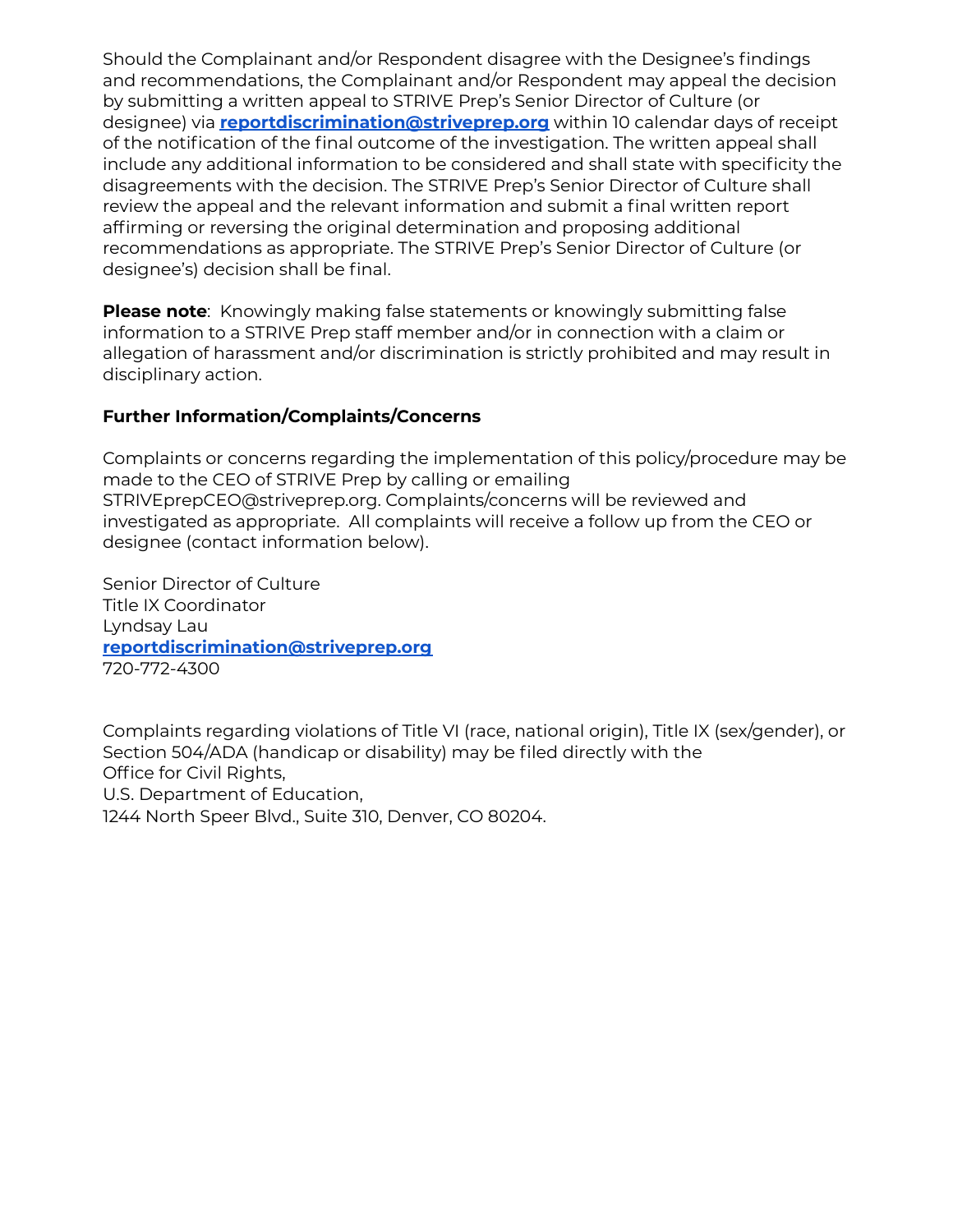Should the Complainant and/or Respondent disagree with the Designee's findings and recommendations, the Complainant and/or Respondent may appeal the decision by submitting a written appeal to STRIVE Prep's Senior Director of Culture (or designee) via **reportdiscrimination@striveprep.org** within 10 calendar days of receipt of the notification of the final outcome of the investigation. The written appeal shall include any additional information to be considered and shall state with specificity the disagreements with the decision. The STRIVE Prep's Senior Director of Culture shall review the appeal and the relevant information and submit a final written report affirming or reversing the original determination and proposing additional recommendations as appropriate. The STRIVE Prep's Senior Director of Culture (or designee's) decision shall be final.

**Please note**: Knowingly making false statements or knowingly submitting false information to a STRIVE Prep staff member and/or in connection with a claim or allegation of harassment and/or discrimination is strictly prohibited and may result in disciplinary action.

**Further Information/Complaints/Concerns**

Complaints or concerns regarding the implementation of this policy/procedure may be made to the CEO of STRIVE Prep by calling or emailing STRIVEprepCEO@striveprep.org. Complaints/concerns will be reviewed and investigated as appropriate. All complaints will receive a follow up from the CEO or designee (contact information below).

Senior Director of Culture
Title IX Coordinator
Lyndsay Lau
**reportdiscrimination@striveprep.org**
720-772-4300

Complaints regarding violations of Title VI (race, national origin), Title IX (sex/gender), or Section 504/ADA (handicap or disability) may be filed directly with the
Office for Civil Rights,
U.S. Department of Education,
1244 North Speer Blvd., Suite 310, Denver, CO 80204.